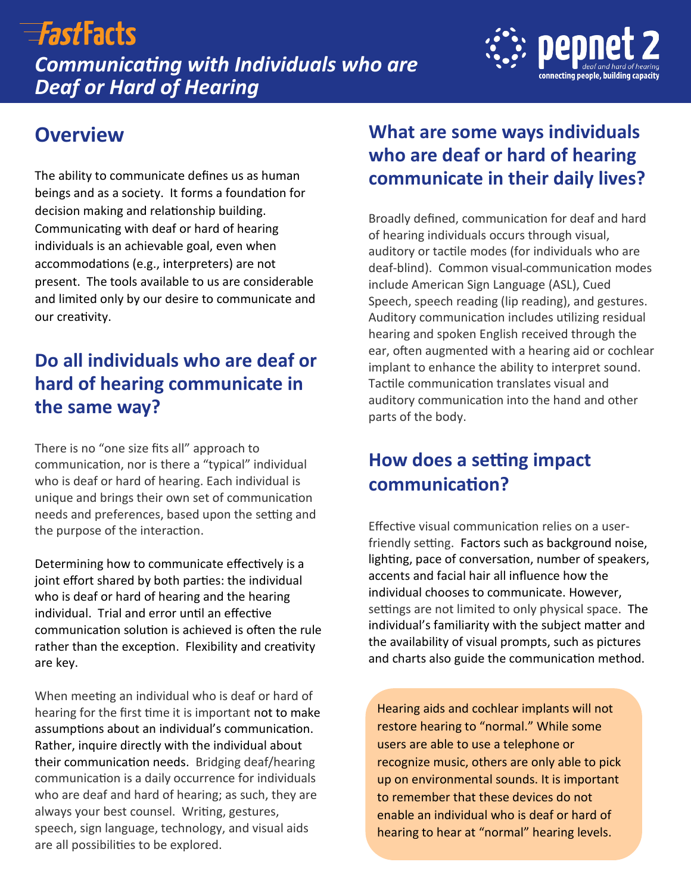# FastFacts

## Communicating with Individuals who are Deaf or Hard of Hearing

pepnet 2
deaf and hard of hearing
connecting people, building capacity

## Overview

The ability to communicate defines us as human beings and as a society. It forms a foundation for decision making and relationship building. Communicating with deaf or hard of hearing individuals is an achievable goal, even when accommodations (e.g., interpreters) are not present. The tools available to us are considerable and limited only by our desire to communicate and our creativity.

## Do all individuals who are deaf or hard of hearing communicate in the same way?

There is no "one size fits all" approach to communication, nor is there a "typical" individual who is deaf or hard of hearing. Each individual is unique and brings their own set of communication needs and preferences, based upon the setting and the purpose of the interaction.

Determining how to communicate effectively is a joint effort shared by both parties: the individual who is deaf or hard of hearing and the hearing individual. Trial and error until an effective communication solution is achieved is often the rule rather than the exception. Flexibility and creativity are key.

When meeting an individual who is deaf or hard of hearing for the first time it is important not to make assumptions about an individual's communication. Rather, inquire directly with the individual about their communication needs. Bridging deaf/hearing communication is a daily occurrence for individuals who are deaf and hard of hearing; as such, they are always your best counsel. Writing, gestures, speech, sign language, technology, and visual aids are all possibilities to be explored.

## What are some ways individuals who are deaf or hard of hearing communicate in their daily lives?

Broadly defined, communication for deaf and hard of hearing individuals occurs through visual, auditory or tactile modes (for individuals who are deaf-blind). Common visual-communication modes include American Sign Language (ASL), Cued Speech, speech reading (lip reading), and gestures. Auditory communication includes utilizing residual hearing and spoken English received through the ear, often augmented with a hearing aid or cochlear implant to enhance the ability to interpret sound. Tactile communication translates visual and auditory communication into the hand and other parts of the body.

## How does a setting impact communication?

Effective visual communication relies on a user-friendly setting. Factors such as background noise, lighting, pace of conversation, number of speakers, accents and facial hair all influence how the individual chooses to communicate. However, settings are not limited to only physical space. The individual's familiarity with the subject matter and the availability of visual prompts, such as pictures and charts also guide the communication method.

Hearing aids and cochlear implants will not restore hearing to "normal." While some users are able to use a telephone or recognize music, others are only able to pick up on environmental sounds. It is important to remember that these devices do not enable an individual who is deaf or hard of hearing to hear at "normal" hearing levels.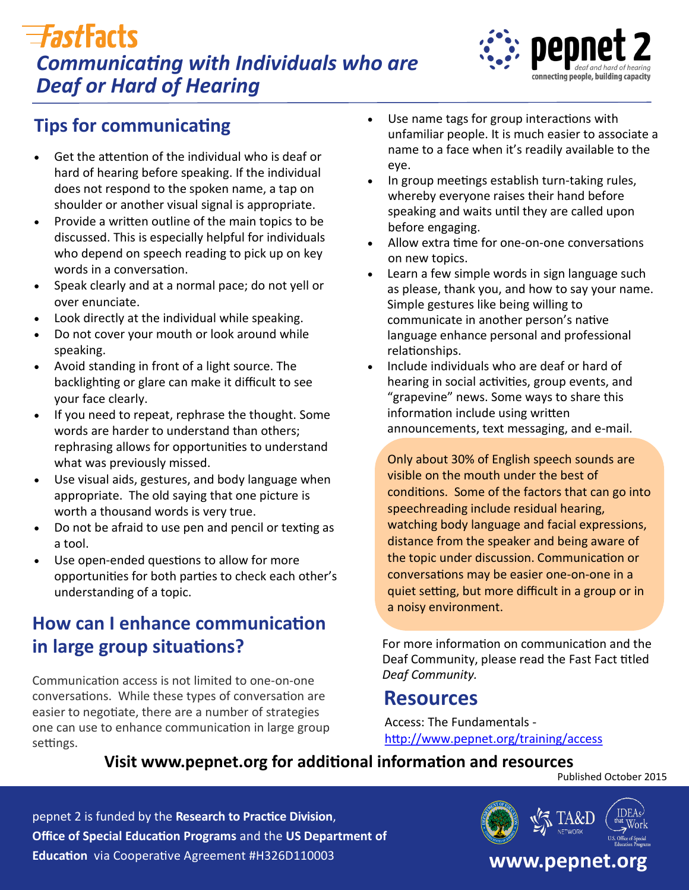# FastFacts

## *Communicating with Individuals who are Deaf or Hard of Hearing*

pepnet 2 — deaf and hard of hearing — connecting people, building capacity

## Tips for communicating

- Get the attention of the individual who is deaf or hard of hearing before speaking. If the individual does not respond to the spoken name, a tap on shoulder or another visual signal is appropriate.
- Provide a written outline of the main topics to be discussed. This is especially helpful for individuals who depend on speech reading to pick up on key words in a conversation.
- Speak clearly and at a normal pace; do not yell or over enunciate.
- Look directly at the individual while speaking.
- Do not cover your mouth or look around while speaking.
- Avoid standing in front of a light source. The backlighting or glare can make it difficult to see your face clearly.
- If you need to repeat, rephrase the thought. Some words are harder to understand than others; rephrasing allows for opportunities to understand what was previously missed.
- Use visual aids, gestures, and body language when appropriate. The old saying that one picture is worth a thousand words is very true.
- Do not be afraid to use pen and pencil or texting as a tool.
- Use open-ended questions to allow for more opportunities for both parties to check each other's understanding of a topic.

## How can I enhance communication in large group situations?

Communication access is not limited to one-on-one conversations. While these types of conversation are easier to negotiate, there are a number of strategies one can use to enhance communication in large group settings.

- Use name tags for group interactions with unfamiliar people. It is much easier to associate a name to a face when it's readily available to the eye.
- In group meetings establish turn-taking rules, whereby everyone raises their hand before speaking and waits until they are called upon before engaging.
- Allow extra time for one-on-one conversations on new topics.
- Learn a few simple words in sign language such as please, thank you, and how to say your name. Simple gestures like being willing to communicate in another person's native language enhance personal and professional relationships.
- Include individuals who are deaf or hard of hearing in social activities, group events, and "grapevine" news. Some ways to share this information include using written announcements, text messaging, and e-mail.

Only about 30% of English speech sounds are visible on the mouth under the best of conditions. Some of the factors that can go into speechreading include residual hearing, watching body language and facial expressions, distance from the speaker and being aware of the topic under discussion. Communication or conversations may be easier one-on-one in a quiet setting, but more difficult in a group or in a noisy environment.

For more information on communication and the Deaf Community, please read the Fast Fact titled *Deaf Community.*

## Resources

Access: The Fundamentals - http://www.pepnet.org/training/access

**Visit www.pepnet.org for additional information and resources**

Published October 2015

pepnet 2 is funded by the **Research to Practice Division**, **Office of Special Education Programs** and the **US Department of Education** via Cooperative Agreement #H326D110003

**www.pepnet.org**